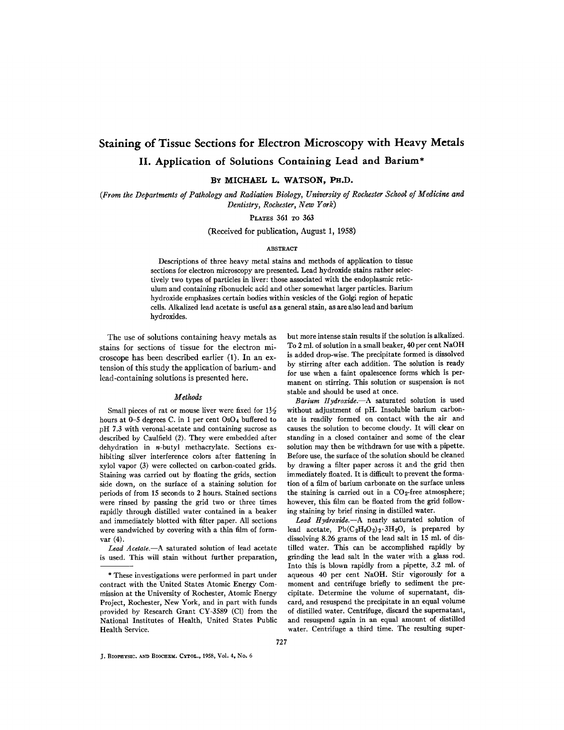# Staining of Tissue Sections for Electron Microscopy with Heavy Metals

## II. Application of Solutions Containing Lead and Barium*

By MICHAEL L. WATSON, Ph.D.

*(From the Departments of Pathology and Radiation Biology, University of Rochester School of Medicine and Dentistry, Rochester, New York)*

Plates 361 to 363

(Received for publication, August 1, 1958)

### Abstract

Descriptions of three heavy metal stains and methods of application to tissue sections for electron microscopy are presented. Lead hydroxide stains rather selectively two types of particles in liver: those associated with the endoplasmic reticulum and containing ribonucleic acid and other somewhat larger particles. Barium hydroxide emphasizes certain bodies within vesicles of the Golgi region of hepatic cells. Alkalized lead acetate is useful as a general stain, as are also lead and barium hydroxides.

The use of solutions containing heavy metals as stains for sections of tissue for the electron microscope has been described earlier (1). In an extension of this study the application of barium- and lead-containing solutions is presented here.

### *Methods*

Small pieces of rat or mouse liver were fixed for 1½ hours at 0–5 degrees C. in 1 per cent $OsO_4$ buffered to pH 7.3 with veronal-acetate and containing sucrose as described by Caulfield (2). They were embedded after dehydration in *n*-butyl methacrylate. Sections exhibiting silver interference colors after flattening in xylol vapor (3) were collected on carbon-coated grids. Staining was carried out by floating the grids, section side down, on the surface of a staining solution for periods of from 15 seconds to 2 hours. Stained sections were rinsed by passing the grid two or three times rapidly through distilled water contained in a beaker and immediately blotted with filter paper. All sections were sandwiched by covering with a thin film of formvar (4).

*Lead Acetate.*—A saturated solution of lead acetate is used. This will stain without further preparation, but more intense stain results if the solution is alkalized. To 2 ml. of solution in a small beaker, 40 per cent NaOH is added drop-wise. The precipitate formed is dissolved by stirring after each addition. The solution is ready for use when a faint opalescence forms which is permanent on stirring. This solution or suspension is not stable and should be used at once.

*Barium Hydroxide.*—A saturated solution is used without adjustment of pH. Insoluble barium carbonate is readily formed on contact with the air and causes the solution to become cloudy. It will clear on standing in a closed container and some of the clear solution may then be withdrawn for use with a pipette. Before use, the surface of the solution should be cleaned by drawing a filter paper across it and the grid then immediately floated. It is difficult to prevent the formation of a film of barium carbonate on the surface unless the staining is carried out in a $CO_2$-free atmosphere; however, this film can be floated from the grid following staining by brief rinsing in distilled water.

*Lead Hydroxide.*—A nearly saturated solution of lead acetate, $Pb(C_2H_3O_2)_2 \cdot 3H_2O$, is prepared by dissolving 8.26 grams of the lead salt in 15 ml. of distilled water. This can be accomplished rapidly by grinding the lead salt in the water with a glass rod. Into this is blown rapidly from a pipette, 3.2 ml. of aqueous 40 per cent NaOH. Stir vigorously for a moment and centrifuge briefly to sediment the precipitate. Determine the volume of supernatant, discard, and resuspend the precipitate in an equal volume of distilled water. Centrifuge, discard the supernatant, and resuspend again in an equal amount of distilled water. Centrifuge a third time. The resulting super-

---

* These investigations were performed in part under contract with the United States Atomic Energy Commission at the University of Rochester, Atomic Energy Project, Rochester, New York, and in part with funds provided by Research Grant CY-3589 (Cl) from the National Institutes of Health, United States Public Health Service.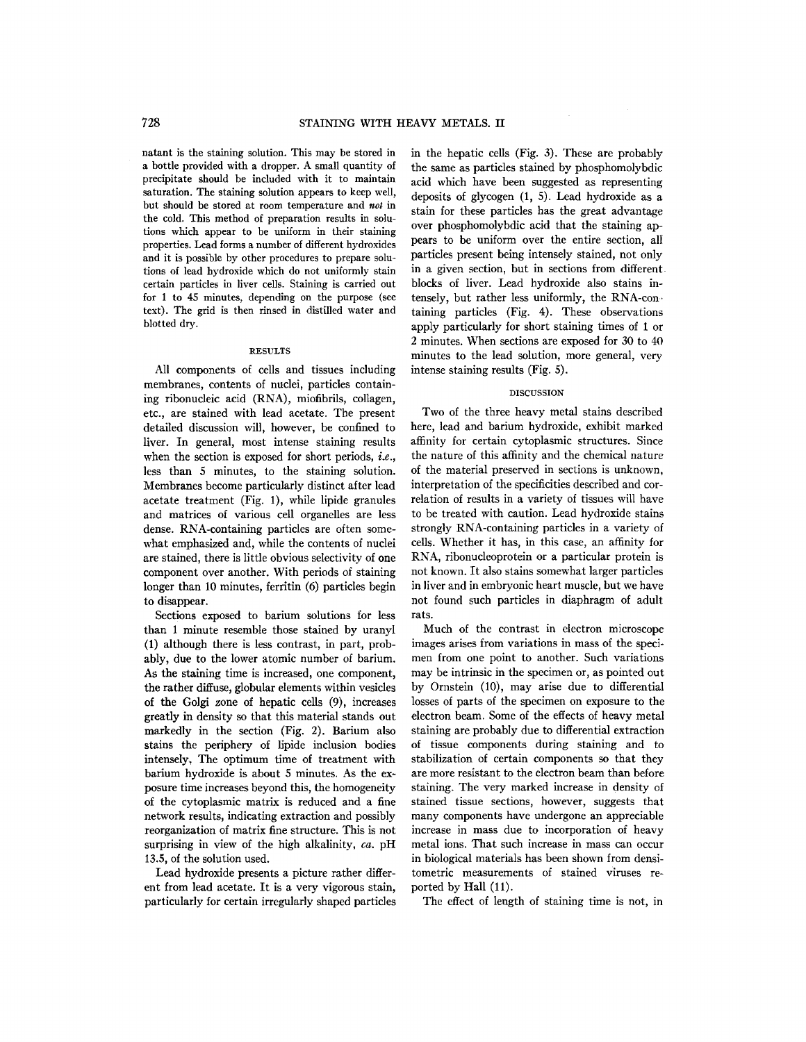natant is the staining solution. This may be stored in a bottle provided with a dropper. A small quantity of precipitate should be included with it to maintain saturation. The staining solution appears to keep well, but should be stored at room temperature and *not* in the cold. This method of preparation results in solutions which appear to be uniform in their staining properties. Lead forms a number of different hydroxides and it is possible by other procedures to prepare solutions of lead hydroxide which do not uniformly stain certain particles in liver cells. Staining is carried out for 1 to 45 minutes, depending on the purpose (see text). The grid is then rinsed in distilled water and blotted dry.

## RESULTS

All components of cells and tissues including membranes, contents of nuclei, particles containing ribonucleic acid (RNA), miofibrils, collagen, etc., are stained with lead acetate. The present detailed discussion will, however, be confined to liver. In general, most intense staining results when the section is exposed for short periods, *i.e.*, less than 5 minutes, to the staining solution. Membranes become particularly distinct after lead acetate treatment (Fig. 1), while lipide granules and matrices of various cell organelles are less dense. RNA-containing particles are often somewhat emphasized and, while the contents of nuclei are stained, there is little obvious selectivity of one component over another. With periods of staining longer than 10 minutes, ferritin (6) particles begin to disappear.

Sections exposed to barium solutions for less than 1 minute resemble those stained by uranyl (1) although there is less contrast, in part, probably, due to the lower atomic number of barium. As the staining time is increased, one component, the rather diffuse, globular elements within vesicles of the Golgi zone of hepatic cells (9), increases greatly in density so that this material stands out markedly in the section (Fig. 2). Barium also stains the periphery of lipide inclusion bodies intensely. The optimum time of treatment with barium hydroxide is about 5 minutes. As the exposure time increases beyond this, the homogeneity of the cytoplasmic matrix is reduced and a fine network results, indicating extraction and possibly reorganization of matrix fine structure. This is not surprising in view of the high alkalinity, *ca.* pH 13.5, of the solution used.

Lead hydroxide presents a picture rather different from lead acetate. It is a very vigorous stain, particularly for certain irregularly shaped particles in the hepatic cells (Fig. 3). These are probably the same as particles stained by phosphomolybdic acid which have been suggested as representing deposits of glycogen (1, 5). Lead hydroxide as a stain for these particles has the great advantage over phosphomolybdic acid that the staining appears to be uniform over the entire section, all particles present being intensely stained, not only in a given section, but in sections from different blocks of liver. Lead hydroxide also stains intensely, but rather less uniformly, the RNA-containing particles (Fig. 4). These observations apply particularly for short staining times of 1 or 2 minutes. When sections are exposed for 30 to 40 minutes to the lead solution, more general, very intense staining results (Fig. 5).

## DISCUSSION

Two of the three heavy metal stains described here, lead and barium hydroxide, exhibit marked affinity for certain cytoplasmic structures. Since the nature of this affinity and the chemical nature of the material preserved in sections is unknown, interpretation of the specificities described and correlation of results in a variety of tissues will have to be treated with caution. Lead hydroxide stains strongly RNA-containing particles in a variety of cells. Whether it has, in this case, an affinity for RNA, ribonucleoprotein or a particular protein is not known. It also stains somewhat larger particles in liver and in embryonic heart muscle, but we have not found such particles in diaphragm of adult rats.

Much of the contrast in electron microscope images arises from variations in mass of the specimen from one point to another. Such variations may be intrinsic in the specimen or, as pointed out by Ornstein (10), may arise due to differential losses of parts of the specimen on exposure to the electron beam. Some of the effects of heavy metal staining are probably due to differential extraction of tissue components during staining and to stabilization of certain components so that they are more resistant to the electron beam than before staining. The very marked increase in density of stained tissue sections, however, suggests that many components have undergone an appreciable increase in mass due to incorporation of heavy metal ions. That such increase in mass can occur in biological materials has been shown from densitometric measurements of stained viruses reported by Hall (11).

The effect of length of staining time is not, in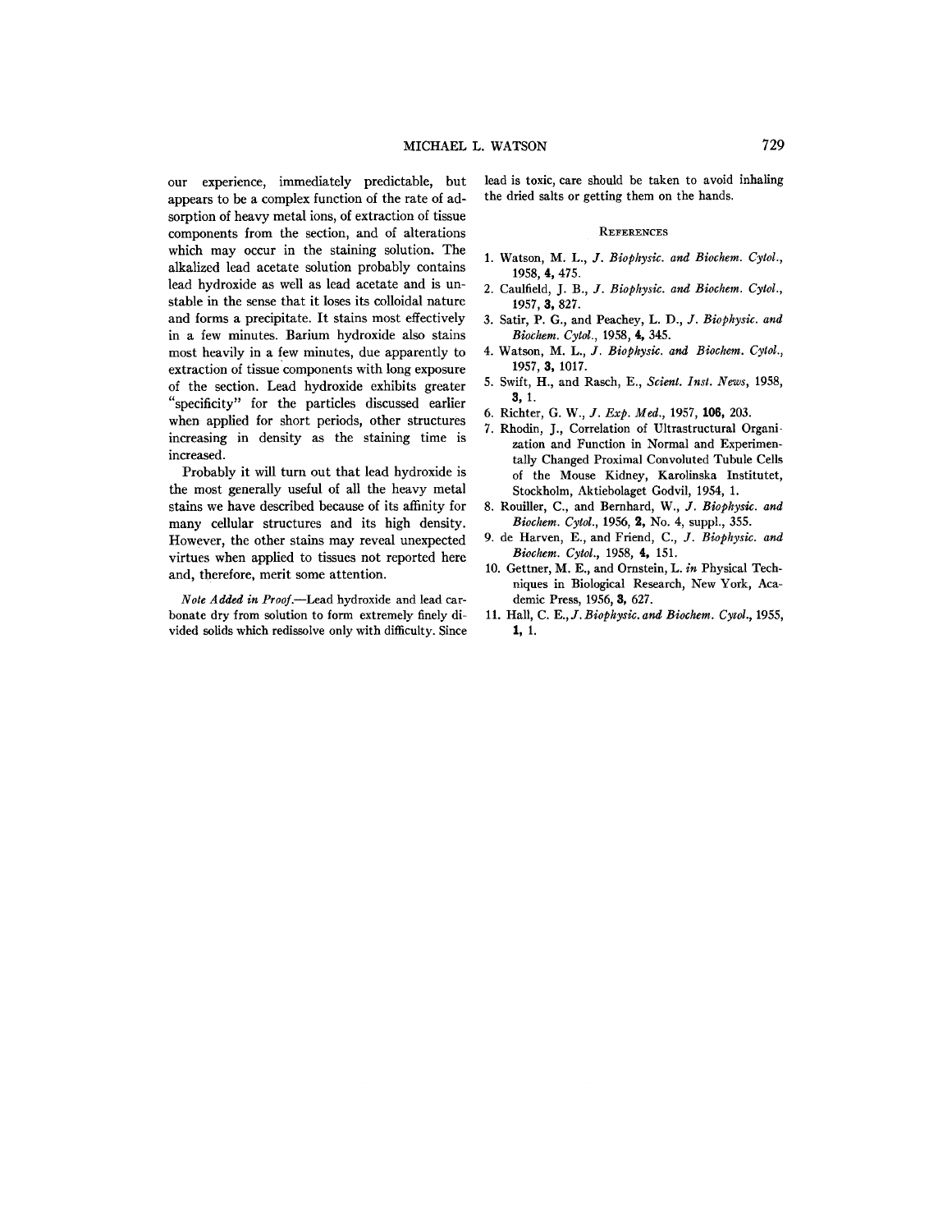our experience, immediately predictable, but appears to be a complex function of the rate of adsorption of heavy metal ions, of extraction of tissue components from the section, and of alterations which may occur in the staining solution. The alkalized lead acetate solution probably contains lead hydroxide as well as lead acetate and is unstable in the sense that it loses its colloidal nature and forms a precipitate. It stains most effectively in a few minutes. Barium hydroxide also stains most heavily in a few minutes, due apparently to extraction of tissue components with long exposure of the section. Lead hydroxide exhibits greater "specificity" for the particles discussed earlier when applied for short periods, other structures increasing in density as the staining time is increased.

Probably it will turn out that lead hydroxide is the most generally useful of all the heavy metal stains we have described because of its affinity for many cellular structures and its high density. However, the other stains may reveal unexpected virtues when applied to tissues not reported here and, therefore, merit some attention.

*Note Added in Proof.*—Lead hydroxide and lead carbonate dry from solution to form extremely finely divided solids which redissolve only with difficulty. Since lead is toxic, care should be taken to avoid inhaling the dried salts or getting them on the hands.

## References

1. Watson, M. L., *J. Biophysic. and Biochem. Cytol.*, 1958, **4**, 475.
2. Caulfield, J. B., *J. Biophysic. and Biochem. Cytol.*, 1957, **3**, 827.
3. Satir, P. G., and Peachey, L. D., *J. Biophysic. and Biochem. Cytol.*, 1958, **4**, 345.
4. Watson, M. L., *J. Biophysic. and Biochem. Cytol.*, 1957, **3**, 1017.
5. Swift, H., and Rasch, E., *Scient. Inst. News*, 1958, **3**, 1.
6. Richter, G. W., *J. Exp. Med.*, 1957, **106**, 203.
7. Rhodin, J., Correlation of Ultrastructural Organization and Function in Normal and Experimentally Changed Proximal Convoluted Tubule Cells of the Mouse Kidney, Karolinska Institutet, Stockholm, Aktiebolaget Godvil, 1954, 1.
8. Rouiller, C., and Bernhard, W., *J. Biophysic. and Biochem. Cytol.*, 1956, **2**, No. 4, suppl., 355.
9. de Harven, E., and Friend, C., *J. Biophysic. and Biochem. Cytol.*, 1958, **4**, 151.
10. Gettner, M. E., and Ornstein, L. *in* Physical Techniques in Biological Research, New York, Academic Press, 1956, **3**, 627.
11. Hall, C. E., *J. Biophysic. and Biochem. Cytol.*, 1955, **1**, 1.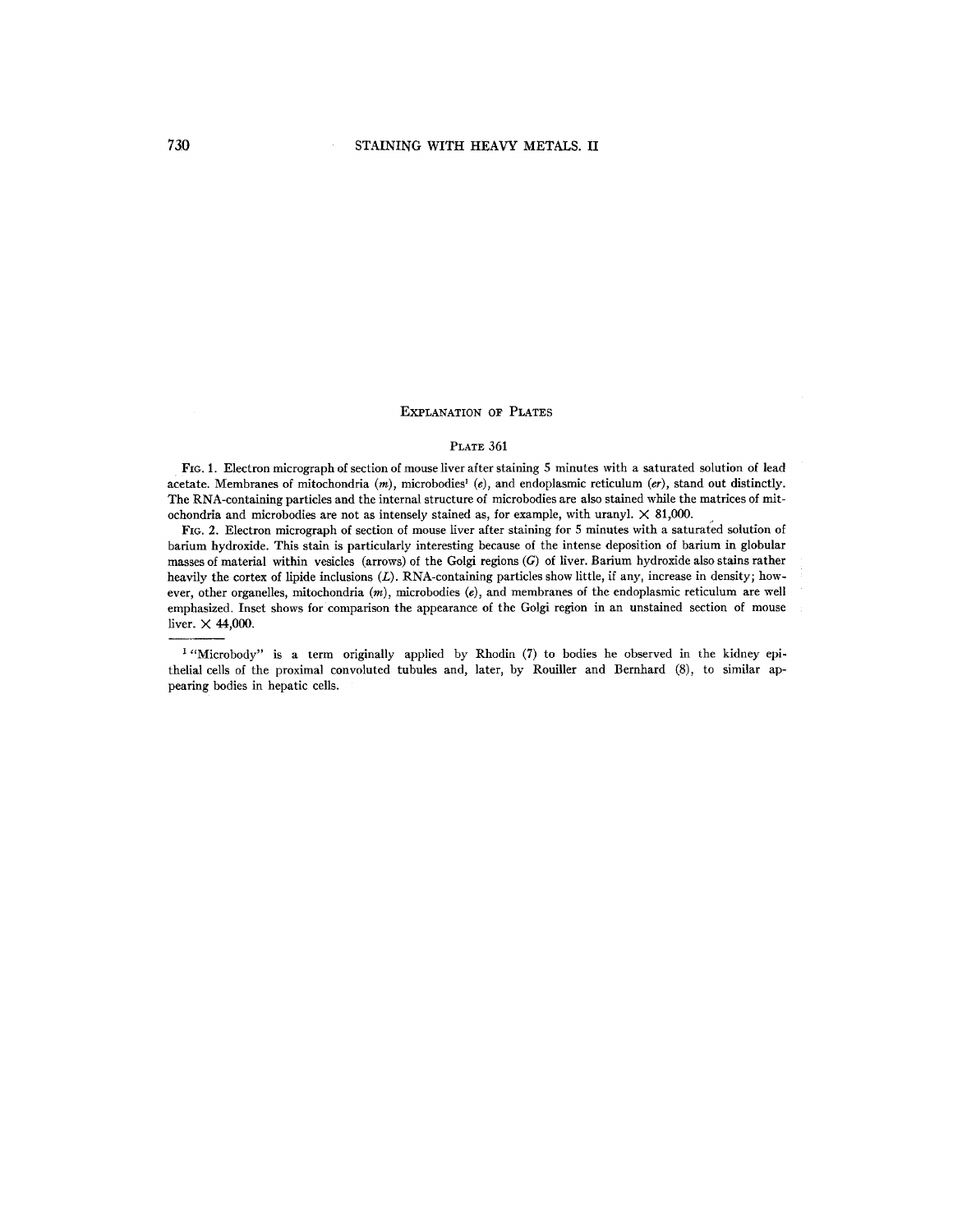## Explanation of Plates

### Plate 361

Fig. 1. Electron micrograph of section of mouse liver after staining 5 minutes with a saturated solution of lead acetate. Membranes of mitochondria (*m*), microbodies[1] (*e*), and endoplasmic reticulum (*er*), stand out distinctly. The RNA-containing particles and the internal structure of microbodies are also stained while the matrices of mitochondria and microbodies are not as intensely stained as, for example, with uranyl. × 81,000.

Fig. 2. Electron micrograph of section of mouse liver after staining for 5 minutes with a saturated solution of barium hydroxide. This stain is particularly interesting because of the intense deposition of barium in globular masses of material within vesicles (arrows) of the Golgi regions (*G*) of liver. Barium hydroxide also stains rather heavily the cortex of lipide inclusions (*L*). RNA-containing particles show little, if any, increase in density; however, other organelles, mitochondria (*m*), microbodies (*e*), and membranes of the endoplasmic reticulum are well emphasized. Inset shows for comparison the appearance of the Golgi region in an unstained section of mouse liver. × 44,000.

---

[1] "Microbody" is a term originally applied by Rhodin (7) to bodies he observed in the kidney epithelial cells of the proximal convoluted tubules and, later, by Rouiller and Bernhard (8), to similar appearing bodies in hepatic cells.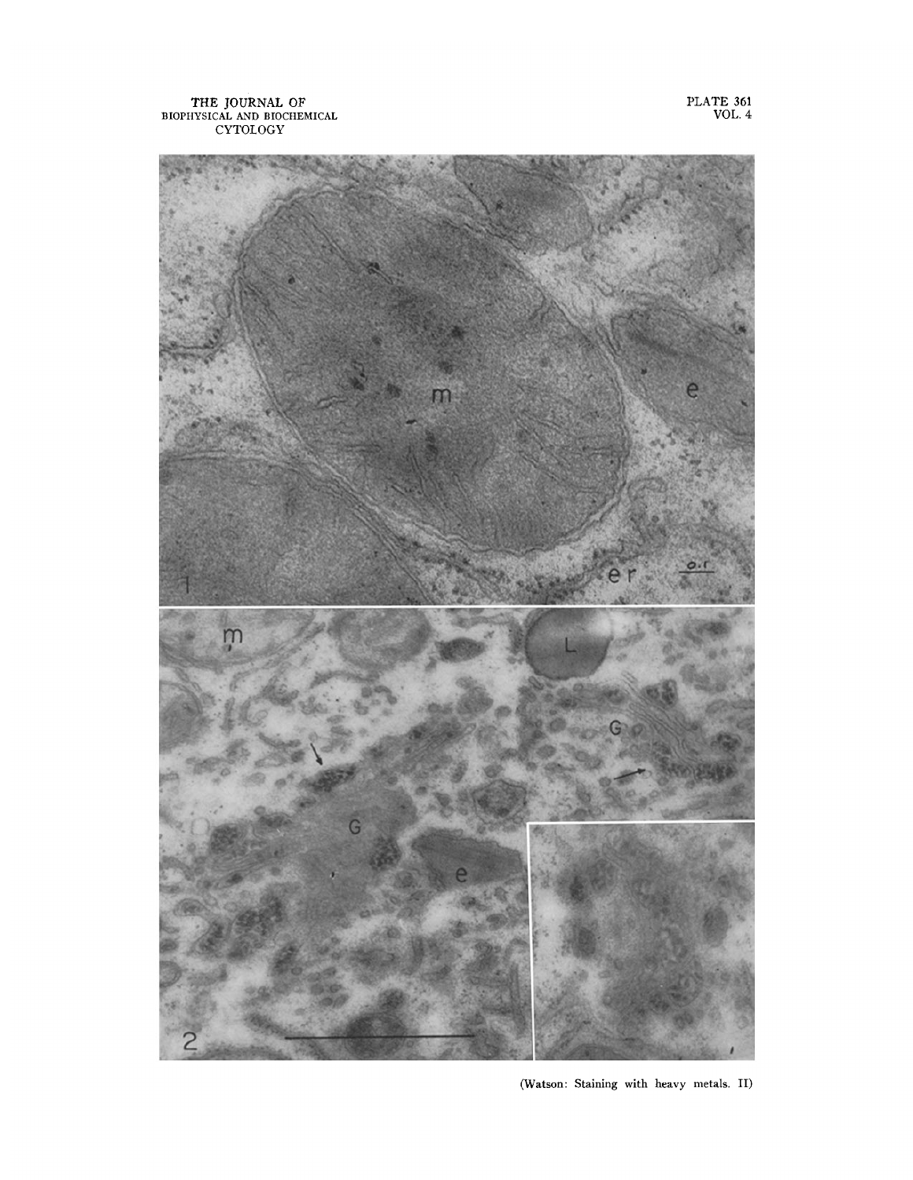(Watson: Staining with heavy metals. II)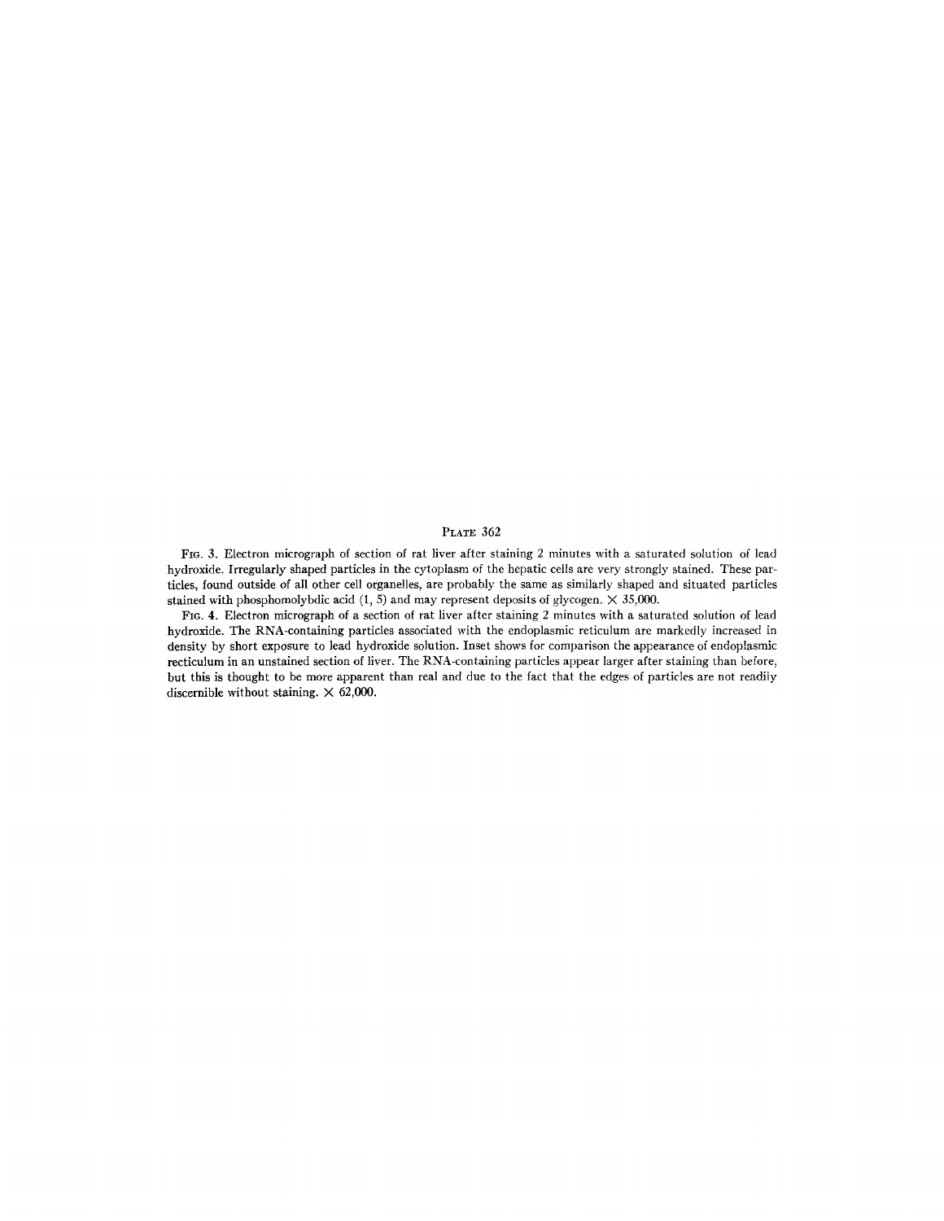## PLATE 362

FIG. 3. Electron micrograph of section of rat liver after staining 2 minutes with a saturated solution of lead hydroxide. Irregularly shaped particles in the cytoplasm of the hepatic cells are very strongly stained. These particles, found outside of all other cell organelles, are probably the same as similarly shaped and situated particles stained with phosphomolybdic acid (1, 5) and may represent deposits of glycogen. × 35,000.

FIG. 4. Electron micrograph of a section of rat liver after staining 2 minutes with a saturated solution of lead hydroxide. The RNA-containing particles associated with the endoplasmic reticulum are markedly increased in density by short exposure to lead hydroxide solution. Inset shows for comparison the appearance of endoplasmic recticulum in an unstained section of liver. The RNA-containing particles appear larger after staining than before, but this is thought to be more apparent than real and due to the fact that the edges of particles are not readily discernible without staining. × 62,000.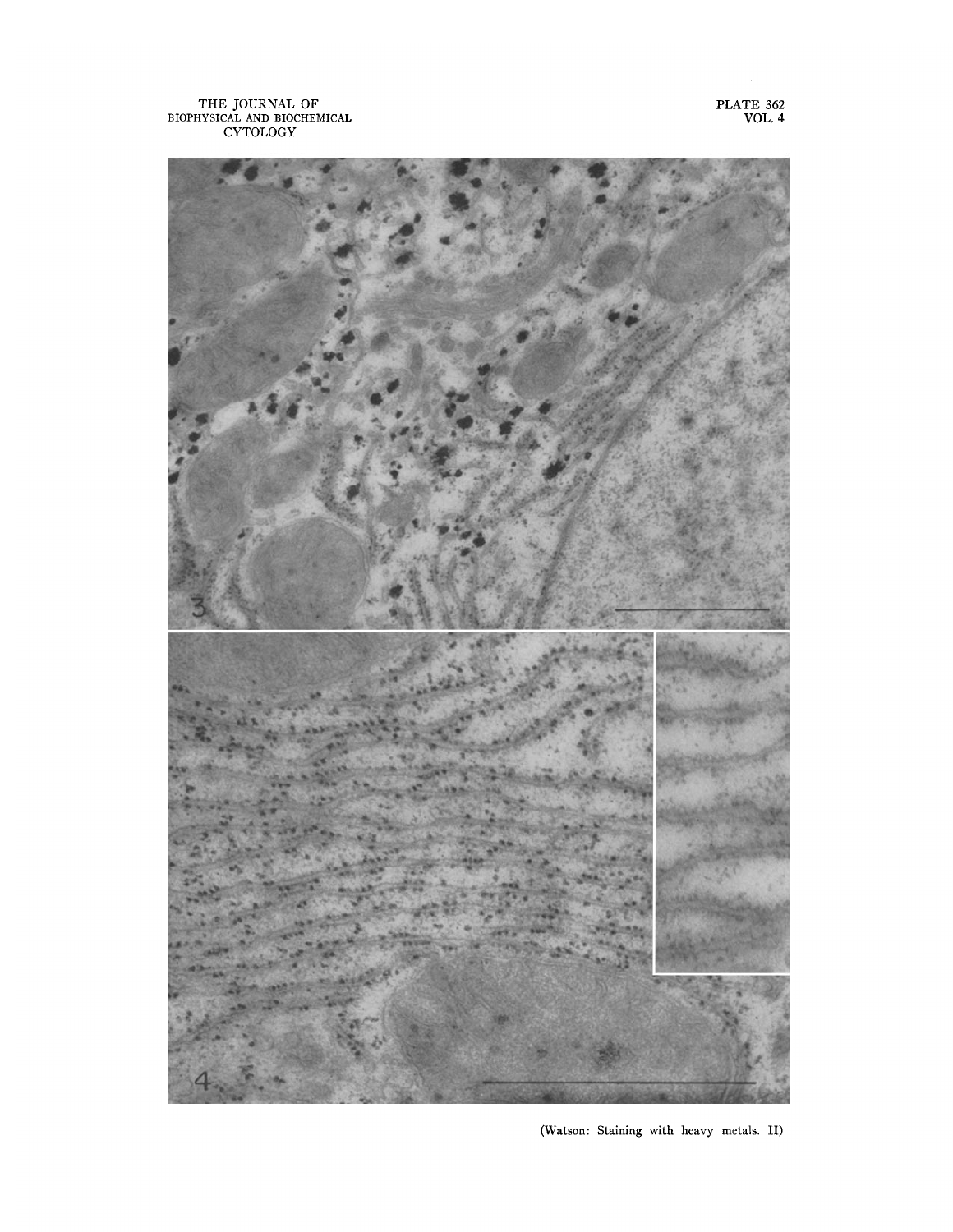(Watson: Staining with heavy metals. II)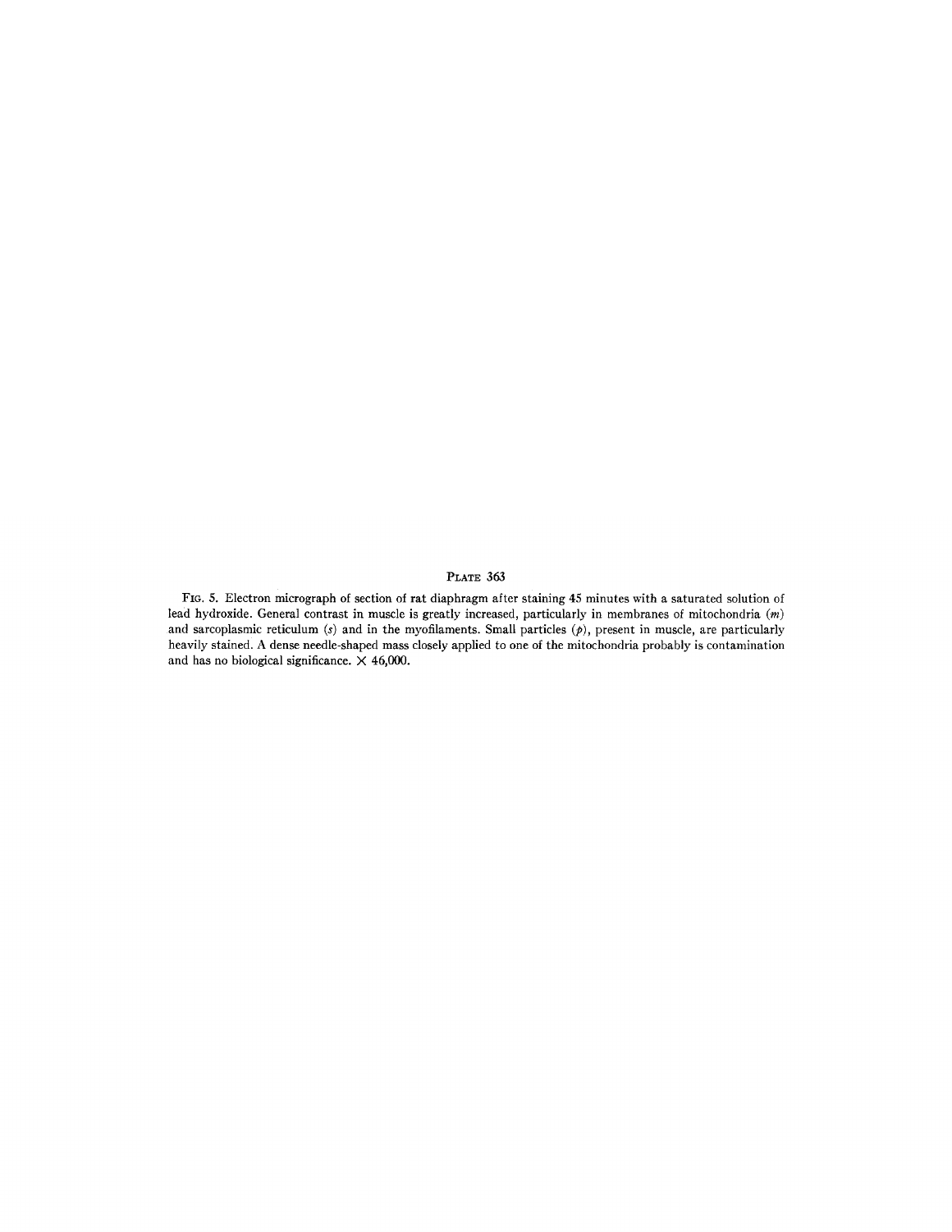PLATE 363

FIG. 5. Electron micrograph of section of rat diaphragm after staining 45 minutes with a saturated solution of lead hydroxide. General contrast in muscle is greatly increased, particularly in membranes of mitochondria (*m*) and sarcoplasmic reticulum (*s*) and in the myofilaments. Small particles (*p*), present in muscle, are particularly heavily stained. A dense needle-shaped mass closely applied to one of the mitochondria probably is contamination and has no biological significance. × 46,000.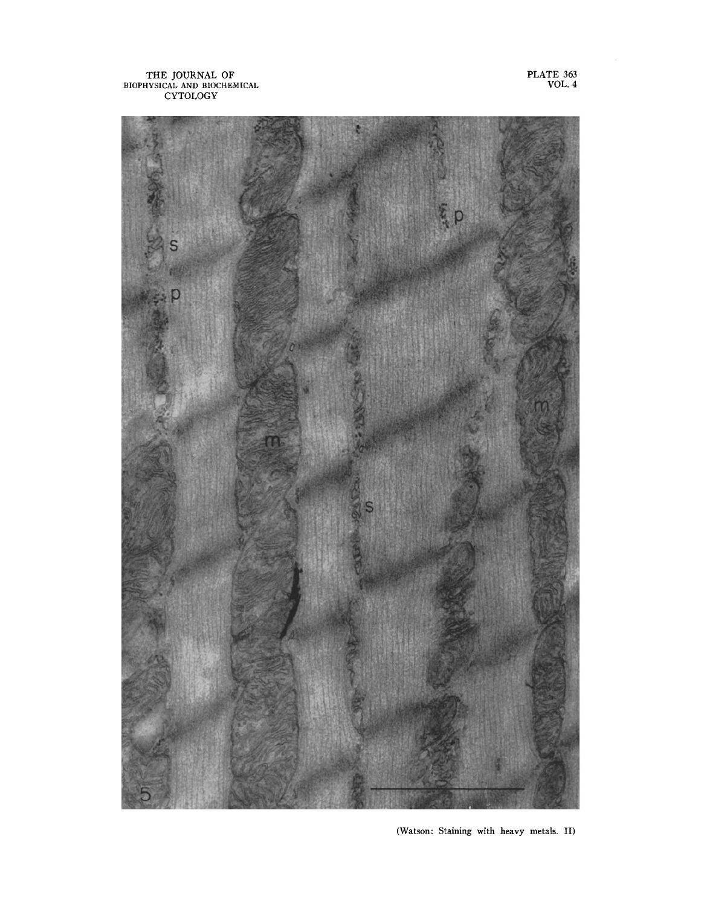(Watson: Staining with heavy metals. II)